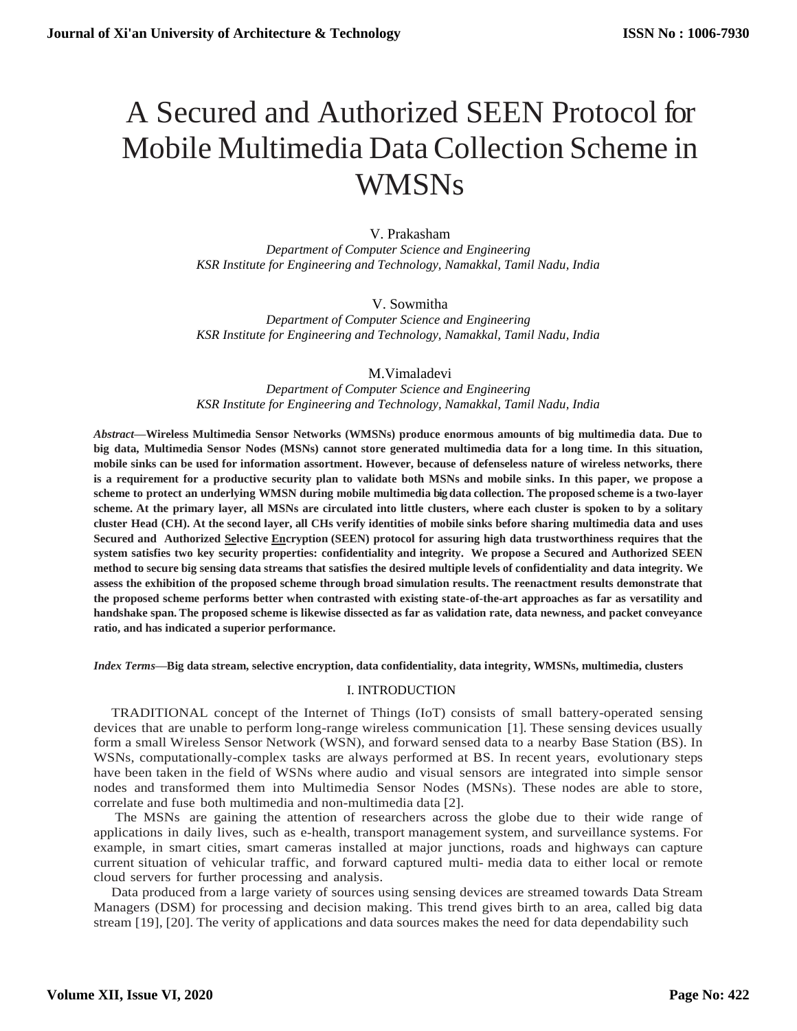# A Secured and Authorized SEEN Protocol for Mobile Multimedia Data Collection Scheme in WMSNs

V. Prakasham
*Department of Computer Science and Engineering*
*KSR Institute for Engineering and Technology, Namakkal, Tamil Nadu, India*

V. Sowmitha
*Department of Computer Science and Engineering*
*KSR Institute for Engineering and Technology, Namakkal, Tamil Nadu, India*

M.Vimaladevi
*Department of Computer Science and Engineering*
*KSR Institute for Engineering and Technology, Namakkal, Tamil Nadu, India*

***Abstract*—Wireless Multimedia Sensor Networks (WMSNs) produce enormous amounts of big multimedia data. Due to big data, Multimedia Sensor Nodes (MSNs) cannot store generated multimedia data for a long time. In this situation, mobile sinks can be used for information assortment. However, because of defenseless nature of wireless networks, there is a requirement for a productive security plan to validate both MSNs and mobile sinks. In this paper, we propose a scheme to protect an underlying WMSN during mobile multimedia big data collection. The proposed scheme is a two-layer scheme. At the primary layer, all MSNs are circulated into little clusters, where each cluster is spoken to by a solitary cluster Head (CH). At the second layer, all CHs verify identities of mobile sinks before sharing multimedia data and uses Secured and Authorized Selective Encryption (SEEN) protocol for assuring high data trustworthiness requires that the system satisfies two key security properties: confidentiality and integrity. We propose a Secured and Authorized SEEN method to secure big sensing data streams that satisfies the desired multiple levels of confidentiality and data integrity. We assess the exhibition of the proposed scheme through broad simulation results. The reenactment results demonstrate that the proposed scheme performs better when contrasted with existing state-of-the-art approaches as far as versatility and handshake span. The proposed scheme is likewise dissected as far as validation rate, data newness, and packet conveyance ratio, and has indicated a superior performance.**

***Index Terms*—Big data stream, selective encryption, data confidentiality, data integrity, WMSNs, multimedia, clusters**

## I. INTRODUCTION

TRADITIONAL concept of the Internet of Things (IoT) consists of small battery-operated sensing devices that are unable to perform long-range wireless communication [1]. These sensing devices usually form a small Wireless Sensor Network (WSN), and forward sensed data to a nearby Base Station (BS). In WSNs, computationally-complex tasks are always performed at BS. In recent years, evolutionary steps have been taken in the field of WSNs where audio and visual sensors are integrated into simple sensor nodes and transformed them into Multimedia Sensor Nodes (MSNs). These nodes are able to store, correlate and fuse both multimedia and non-multimedia data [2].

The MSNs are gaining the attention of researchers across the globe due to their wide range of applications in daily lives, such as e-health, transport management system, and surveillance systems. For example, in smart cities, smart cameras installed at major junctions, roads and highways can capture current situation of vehicular traffic, and forward captured multi- media data to either local or remote cloud servers for further processing and analysis.

Data produced from a large variety of sources using sensing devices are streamed towards Data Stream Managers (DSM) for processing and decision making. This trend gives birth to an area, called big data stream [19], [20]. The verity of applications and data sources makes the need for data dependability such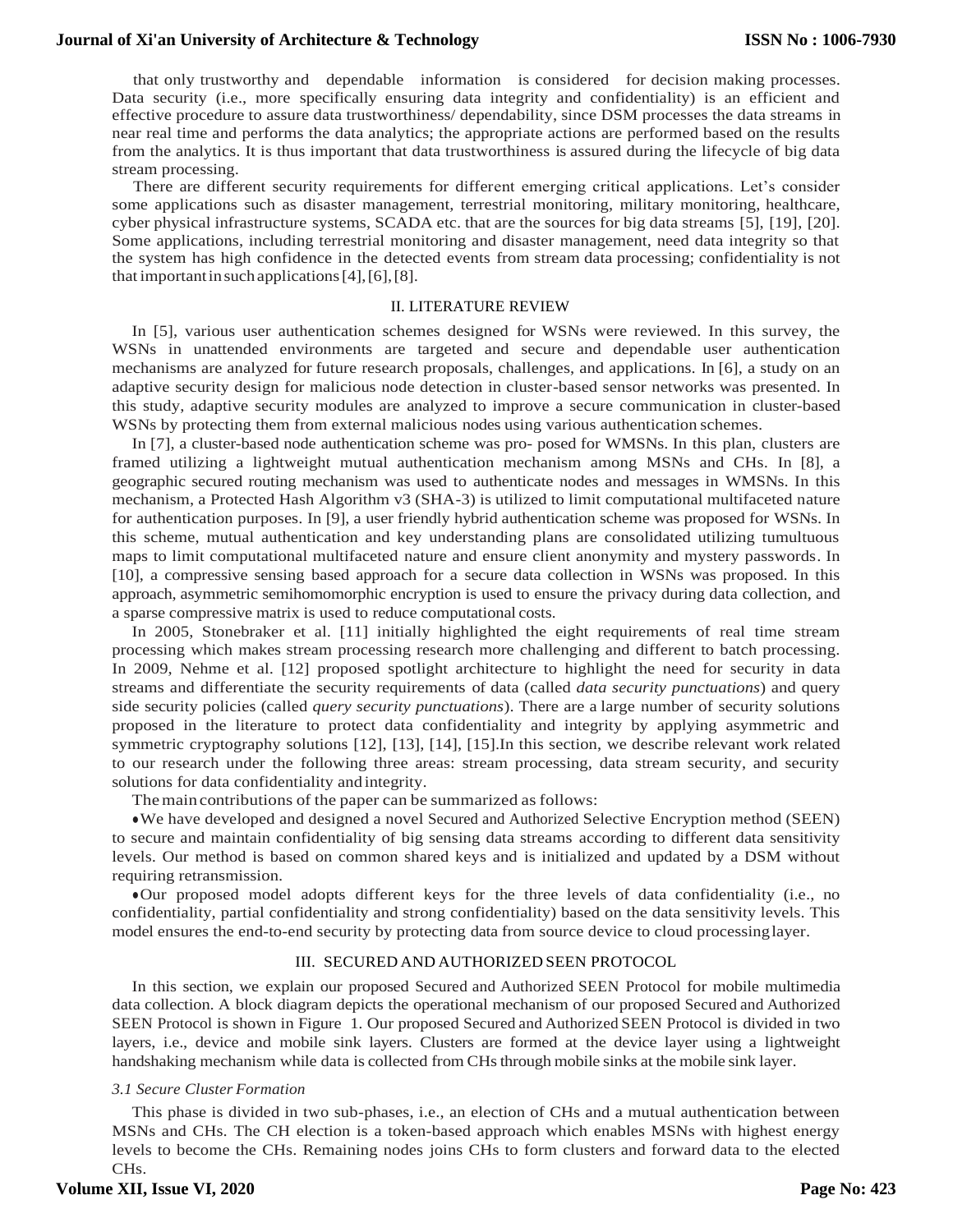that only trustworthy and dependable information is considered for decision making processes. Data security (i.e., more specifically ensuring data integrity and confidentiality) is an efficient and effective procedure to assure data trustworthiness/ dependability, since DSM processes the data streams in near real time and performs the data analytics; the appropriate actions are performed based on the results from the analytics. It is thus important that data trustworthiness is assured during the lifecycle of big data stream processing.

There are different security requirements for different emerging critical applications. Let's consider some applications such as disaster management, terrestrial monitoring, military monitoring, healthcare, cyber physical infrastructure systems, SCADA etc. that are the sources for big data streams [5], [19], [20]. Some applications, including terrestrial monitoring and disaster management, need data integrity so that the system has high confidence in the detected events from stream data processing; confidentiality is not that important in such applications [4], [6], [8].

## II. LITERATURE REVIEW

In [5], various user authentication schemes designed for WSNs were reviewed. In this survey, the WSNs in unattended environments are targeted and secure and dependable user authentication mechanisms are analyzed for future research proposals, challenges, and applications. In [6], a study on an adaptive security design for malicious node detection in cluster-based sensor networks was presented. In this study, adaptive security modules are analyzed to improve a secure communication in cluster-based WSNs by protecting them from external malicious nodes using various authentication schemes.

In [7], a cluster-based node authentication scheme was pro- posed for WMSNs. In this plan, clusters are framed utilizing a lightweight mutual authentication mechanism among MSNs and CHs. In [8], a geographic secured routing mechanism was used to authenticate nodes and messages in WMSNs. In this mechanism, a Protected Hash Algorithm v3 (SHA-3) is utilized to limit computational multifaceted nature for authentication purposes. In [9], a user friendly hybrid authentication scheme was proposed for WSNs. In this scheme, mutual authentication and key understanding plans are consolidated utilizing tumultuous maps to limit computational multifaceted nature and ensure client anonymity and mystery passwords. In [10], a compressive sensing based approach for a secure data collection in WSNs was proposed. In this approach, asymmetric semihomomorphic encryption is used to ensure the privacy during data collection, and a sparse compressive matrix is used to reduce computational costs.

In 2005, Stonebraker et al. [11] initially highlighted the eight requirements of real time stream processing which makes stream processing research more challenging and different to batch processing. In 2009, Nehme et al. [12] proposed spotlight architecture to highlight the need for security in data streams and differentiate the security requirements of data (called *data security punctuations*) and query side security policies (called *query security punctuations*). There are a large number of security solutions proposed in the literature to protect data confidentiality and integrity by applying asymmetric and symmetric cryptography solutions [12], [13], [14], [15].In this section, we describe relevant work related to our research under the following three areas: stream processing, data stream security, and security solutions for data confidentiality and integrity.

The main contributions of the paper can be summarized as follows:

- We have developed and designed a novel Secured and Authorized Selective Encryption method (SEEN) to secure and maintain confidentiality of big sensing data streams according to different data sensitivity levels. Our method is based on common shared keys and is initialized and updated by a DSM without requiring retransmission.
- Our proposed model adopts different keys for the three levels of data confidentiality (i.e., no confidentiality, partial confidentiality and strong confidentiality) based on the data sensitivity levels. This model ensures the end-to-end security by protecting data from source device to cloud processing layer.

## III. SECURED AND AUTHORIZED SEEN PROTOCOL

In this section, we explain our proposed Secured and Authorized SEEN Protocol for mobile multimedia data collection. A block diagram depicts the operational mechanism of our proposed Secured and Authorized SEEN Protocol is shown in Figure 1. Our proposed Secured and Authorized SEEN Protocol is divided in two layers, i.e., device and mobile sink layers. Clusters are formed at the device layer using a lightweight handshaking mechanism while data is collected from CHs through mobile sinks at the mobile sink layer.

### *3.1 Secure Cluster Formation*

This phase is divided in two sub-phases, i.e., an election of CHs and a mutual authentication between MSNs and CHs. The CH election is a token-based approach which enables MSNs with highest energy levels to become the CHs. Remaining nodes joins CHs to form clusters and forward data to the elected CHs.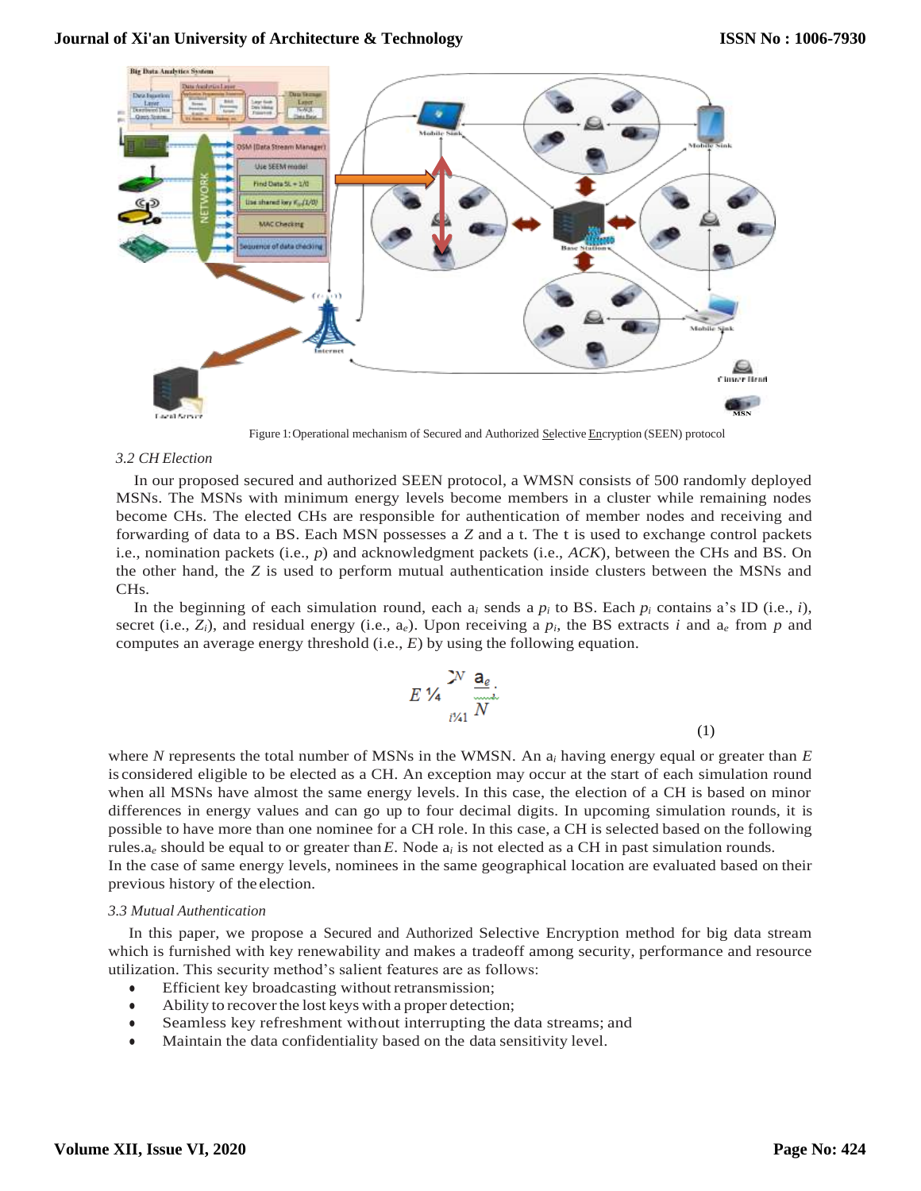Figure 1: Operational mechanism of Secured and Authorized Selective Encryption (SEEN) protocol

### 3.2 CH Election

In our proposed secured and authorized SEEN protocol, a WMSN consists of 500 randomly deployed MSNs. The MSNs with minimum energy levels become members in a cluster while remaining nodes become CHs. The elected CHs are responsible for authentication of member nodes and receiving and forwarding of data to a BS. Each MSN possesses a $Z$ and a t. The t is used to exchange control packets i.e., nomination packets (i.e., $p$) and acknowledgment packets (i.e., *ACK*), between the CHs and BS. On the other hand, the $Z$ is used to perform mutual authentication inside clusters between the MSNs and CHs.

In the beginning of each simulation round, each $a_i$ sends a $p_i$ to BS. Each $p_i$ contains a's ID (i.e., $i$), secret (i.e., $Z_i$), and residual energy (i.e., $a_e$). Upon receiving a $p_i$, the BS extracts $i$ and $a_e$ from $p$ and computes an average energy threshold (i.e., $E$) by using the following equation.

$$E = \sum_{i=1}^{N} \frac{a_e}{N}. \tag{1}$$

where $N$ represents the total number of MSNs in the WMSN. An $a_i$ having energy equal or greater than $E$ is considered eligible to be elected as a CH. An exception may occur at the start of each simulation round when all MSNs have almost the same energy levels. In this case, the election of a CH is based on minor differences in energy values and can go up to four decimal digits. In upcoming simulation rounds, it is possible to have more than one nominee for a CH role. In this case, a CH is selected based on the following rules. $a_e$ should be equal to or greater than $E$. Node $a_i$ is not elected as a CH in past simulation rounds.
In the case of same energy levels, nominees in the same geographical location are evaluated based on their previous history of the election.

### 3.3 Mutual Authentication

In this paper, we propose a Secured and Authorized Selective Encryption method for big data stream which is furnished with key renewability and makes a tradeoff among security, performance and resource utilization. This security method's salient features are as follows:

- Efficient key broadcasting without retransmission;
- Ability to recover the lost keys with a proper detection;
- Seamless key refreshment without interrupting the data streams; and
- Maintain the data confidentiality based on the data sensitivity level.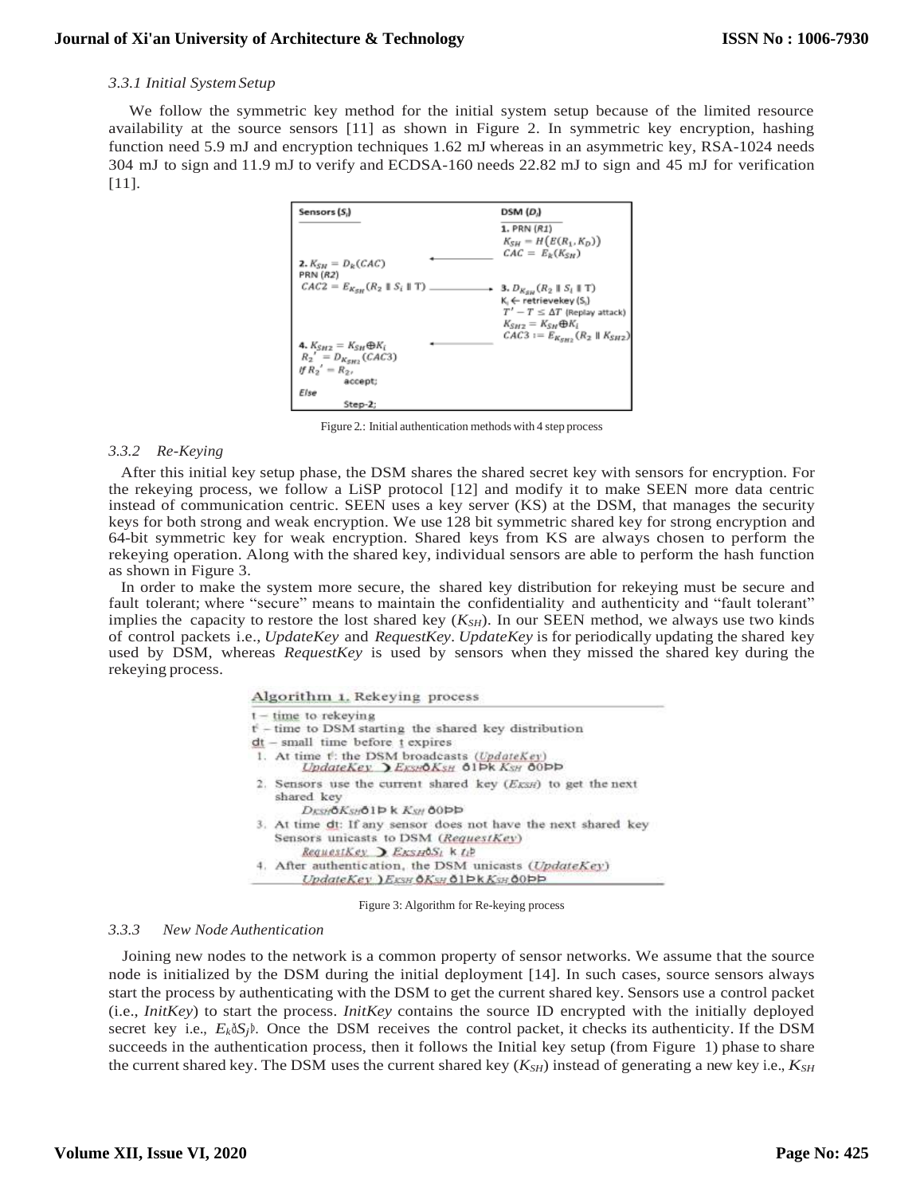#### 3.3.1 Initial System Setup

We follow the symmetric key method for the initial system setup because of the limited resource availability at the source sensors [11] as shown in Figure 2. In symmetric key encryption, hashing function need 5.9 mJ and encryption techniques 1.62 mJ whereas in an asymmetric key, RSA-1024 needs 304 mJ to sign and 11.9 mJ to verify and ECDSA-160 needs 22.82 mJ to sign and 45 mJ for verification [11].

| Sensors ($S_i$) | | DSM ($D_i$) |
|---|---|---|
| | | **1.** PRN ($R1$) <br> $K_{SH} = H(E(R_1, K_D))$ <br> $CAC = E_k(K_{SH})$ |
| **2.** $K_{SH} = D_k(CAC)$ <br> PRN ($R2$) <br> $CAC2 = E_{K_{SH}}(R_2 \parallel S_i \parallel T)$ | ⟵ <br><br> ⟶ | **3.** $D_{K_{SH}}(R_2 \parallel S_i \parallel T)$ <br> $K_i$ ← retrievekey ($S_i$) <br> $T' - T \leq \Delta T$ (Replay attack) <br> $K_{SH2} = K_{SH} \oplus K_i$ <br> $CAC3 := E_{K_{SH2}}(R_2 \parallel K_{SH2})$ |
| **4.** $K_{SH2} = K_{SH} \oplus K_i$ <br> $R_2' = D_{K_{SH2}}(CAC3)$ <br> If $R_2' = R_2$, <br> accept; <br> Else <br> Step-2; | ⟵ | |

Figure 2.: Initial authentication methods with 4 step process

#### 3.3.2 Re-Keying

After this initial key setup phase, the DSM shares the shared secret key with sensors for encryption. For the rekeying process, we follow a LiSP protocol [12] and modify it to make SEEN more data centric instead of communication centric. SEEN uses a key server (KS) at the DSM, that manages the security keys for both strong and weak encryption. We use 128 bit symmetric shared key for strong encryption and 64-bit symmetric key for weak encryption. Shared keys from KS are always chosen to perform the rekeying operation. Along with the shared key, individual sensors are able to perform the hash function as shown in Figure 3.

In order to make the system more secure, the shared key distribution for rekeying must be secure and fault tolerant; where "secure" means to maintain the confidentiality and authenticity and "fault tolerant" implies the capacity to restore the lost shared key ($K_{SH}$). In our SEEN method, we always use two kinds of control packets i.e., *UpdateKey* and *RequestKey*. *UpdateKey* is for periodically updating the shared key used by DSM, whereas *RequestKey* is used by sensors when they missed the shared key during the rekeying process.

**Algorithm 1.** Rekeying process

```
t – time to rekeying
t' – time to DSM starting the shared key distribution
dt – small time before t expires
1. At time t': the DSM broadcasts (UpdateKey)
      UpdateKey ⟩ E_KSH(K_SH(1) || K_SH(0))
2. Sensors use the current shared key (E_KSH) to get the next
   shared key
      D_KSH(K_SH(1) || K_SH(0))
3. At time dt: If any sensor does not have the next shared key
   Sensors unicasts to DSM (RequestKey)
      RequestKey ⟩ E_KSH(S_i || t_i)
4. After authentication, the DSM unicasts (UpdateKey)
      UpdateKey ⟩ E_KSH(K_SH(1) || K_SH(0))
```

Figure 3: Algorithm for Re-keying process

#### 3.3.3 New Node Authentication

Joining new nodes to the network is a common property of sensor networks. We assume that the source node is initialized by the DSM during the initial deployment [14]. In such cases, source sensors always start the process by authenticating with the DSM to get the current shared key. Sensors use a control packet (i.e., *InitKey*) to start the process. *InitKey* contains the source ID encrypted with the initially deployed secret key i.e., $E_k(S_j)$. Once the DSM receives the control packet, it checks its authenticity. If the DSM succeeds in the authentication process, then it follows the Initial key setup (from Figure 1) phase to share the current shared key. The DSM uses the current shared key ($K_{SH}$) instead of generating a new key i.e., $K_{SH}$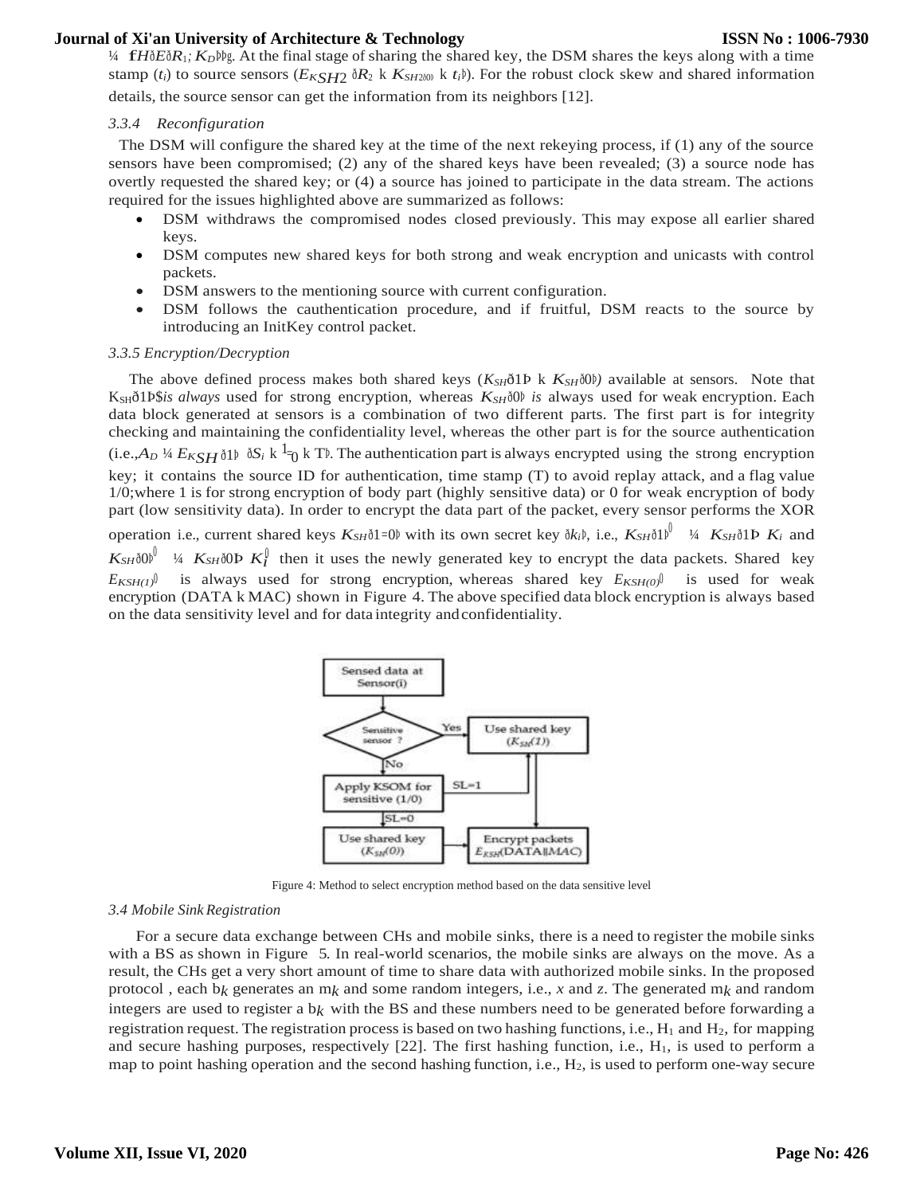$= \{H(R_1; K_D)\}$. At the final stage of sharing the shared key, the DSM shares the keys along with a time stamp ($t_i$) to source sensors ($E_{KSH2}(R_2 \| K_{SH2(0)} \| t_i)$). For the robust clock skew and shared information details, the source sensor can get the information from its neighbors [12].

### 3.3.4 Reconfiguration

The DSM will configure the shared key at the time of the next rekeying process, if (1) any of the source sensors have been compromised; (2) any of the shared keys have been revealed; (3) a source node has overtly requested the shared key; or (4) a source has joined to participate in the data stream. The actions required for the issues highlighted above are summarized as follows:

- DSM withdraws the compromised nodes closed previously. This may expose all earlier shared keys.
- DSM computes new shared keys for both strong and weak encryption and unicasts with control packets.
- DSM answers to the mentioning source with current configuration.
- DSM follows the cauthentication procedure, and if fruitful, DSM reacts to the source by introducing an InitKey control packet.

### 3.3.5 Encryption/Decryption

The above defined process makes both shared keys ($K_{SH}(1) \| K_{SH}(0)$) available at sensors. Note that $K_{SH}(1)$ *is always* used for strong encryption, whereas $K_{SH}(0)$ *is* always used for weak encryption. Each data block generated at sensors is a combination of two different parts. The first part is for integrity checking and maintaining the confidentiality level, whereas the other part is for the source authentication (i.e.,$A_D = E_{KSH}(1)(S_i \| \frac{1}{0} \| T)$. The authentication part is always encrypted using the strong encryption key; it contains the source ID for authentication, time stamp (T) to avoid replay attack, and a flag value 1/0;where 1 is for strong encryption of body part (highly sensitive data) or 0 for weak encryption of body part (low sensitivity data). In order to encrypt the data part of the packet, every sensor performs the XOR operation i.e., current shared keys $K_{SH}(1/0)$ with its own secret key ($k_i$), i.e., $K_{SH}(1)' = K_{SH}(1) \oplus K_i$ and $K_{SH}(0)' = K_{SH}(0) \oplus K_i'$ then it uses the newly generated key to encrypt the data packets. Shared key $E_{KSH(1)'}$ is always used for strong encryption, whereas shared key $E_{KSH(0)'}$ is used for weak encryption (DATA ‖ MAC) shown in Figure 4. The above specified data block encryption is always based on the data sensitivity level and for data integrity and confidentiality.

Figure 4: Method to select encryption method based on the data sensitive level

## 3.4 Mobile Sink Registration

For a secure data exchange between CHs and mobile sinks, there is a need to register the mobile sinks with a BS as shown in Figure 5. In real-world scenarios, the mobile sinks are always on the move. As a result, the CHs get a very short amount of time to share data with authorized mobile sinks. In the proposed protocol , each $b_k$ generates an $m_k$ and some random integers, i.e., $x$ and $z$. The generated $m_k$ and random integers are used to register a $b_k$ with the BS and these numbers need to be generated before forwarding a registration request. The registration process is based on two hashing functions, i.e., $H_1$ and $H_2$, for mapping and secure hashing purposes, respectively [22]. The first hashing function, i.e., $H_1$, is used to perform a map to point hashing operation and the second hashing function, i.e., $H_2$, is used to perform one-way secure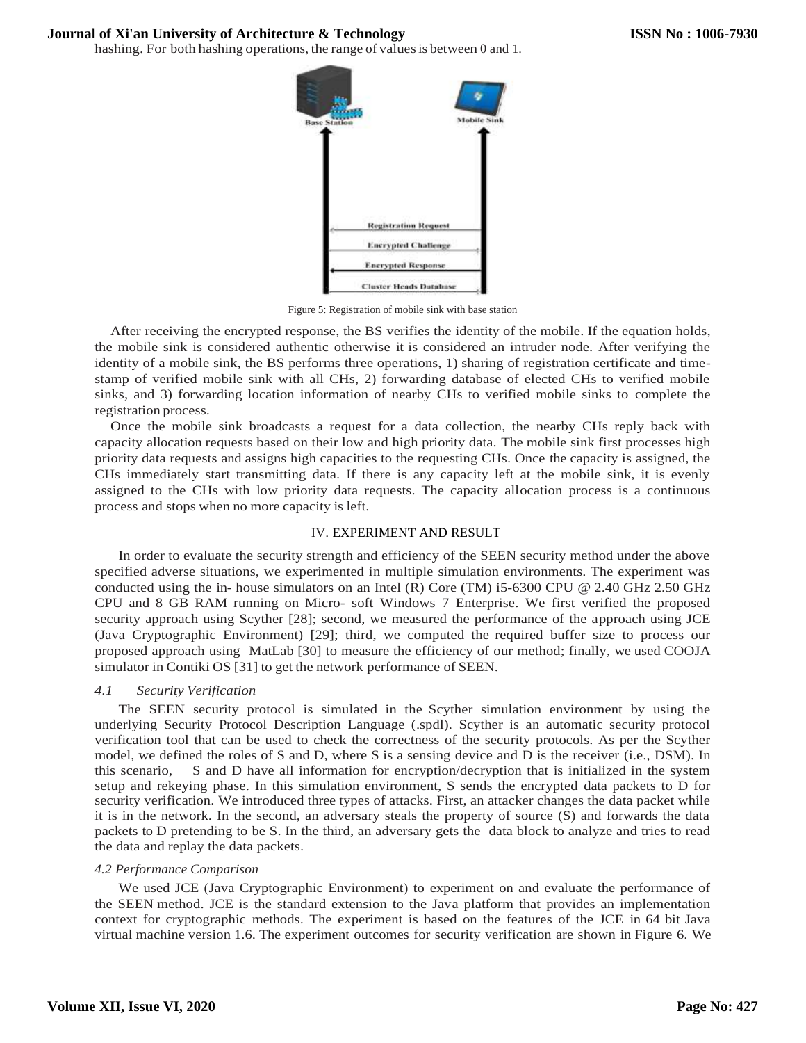hashing. For both hashing operations, the range of values is between 0 and 1.

Figure 5: Registration of mobile sink with base station

After receiving the encrypted response, the BS verifies the identity of the mobile. If the equation holds, the mobile sink is considered authentic otherwise it is considered an intruder node. After verifying the identity of a mobile sink, the BS performs three operations, 1) sharing of registration certificate and time-stamp of verified mobile sink with all CHs, 2) forwarding database of elected CHs to verified mobile sinks, and 3) forwarding location information of nearby CHs to verified mobile sinks to complete the registration process.

Once the mobile sink broadcasts a request for a data collection, the nearby CHs reply back with capacity allocation requests based on their low and high priority data. The mobile sink first processes high priority data requests and assigns high capacities to the requesting CHs. Once the capacity is assigned, the CHs immediately start transmitting data. If there is any capacity left at the mobile sink, it is evenly assigned to the CHs with low priority data requests. The capacity allocation process is a continuous process and stops when no more capacity is left.

## IV. EXPERIMENT AND RESULT

In order to evaluate the security strength and efficiency of the SEEN security method under the above specified adverse situations, we experimented in multiple simulation environments. The experiment was conducted using the in- house simulators on an Intel (R) Core (TM) i5-6300 CPU @ 2.40 GHz 2.50 GHz CPU and 8 GB RAM running on Micro- soft Windows 7 Enterprise. We first verified the proposed security approach using Scyther [28]; second, we measured the performance of the approach using JCE (Java Cryptographic Environment) [29]; third, we computed the required buffer size to process our proposed approach using MatLab [30] to measure the efficiency of our method; finally, we used COOJA simulator in Contiki OS [31] to get the network performance of SEEN.

### *4.1 Security Verification*

The SEEN security protocol is simulated in the Scyther simulation environment by using the underlying Security Protocol Description Language (.spdl). Scyther is an automatic security protocol verification tool that can be used to check the correctness of the security protocols. As per the Scyther model, we defined the roles of S and D, where S is a sensing device and D is the receiver (i.e., DSM). In this scenario, S and D have all information for encryption/decryption that is initialized in the system setup and rekeying phase. In this simulation environment, S sends the encrypted data packets to D for security verification. We introduced three types of attacks. First, an attacker changes the data packet while it is in the network. In the second, an adversary steals the property of source (S) and forwards the data packets to D pretending to be S. In the third, an adversary gets the data block to analyze and tries to read the data and replay the data packets.

### *4.2 Performance Comparison*

We used JCE (Java Cryptographic Environment) to experiment on and evaluate the performance of the SEEN method. JCE is the standard extension to the Java platform that provides an implementation context for cryptographic methods. The experiment is based on the features of the JCE in 64 bit Java virtual machine version 1.6. The experiment outcomes for security verification are shown in Figure 6. We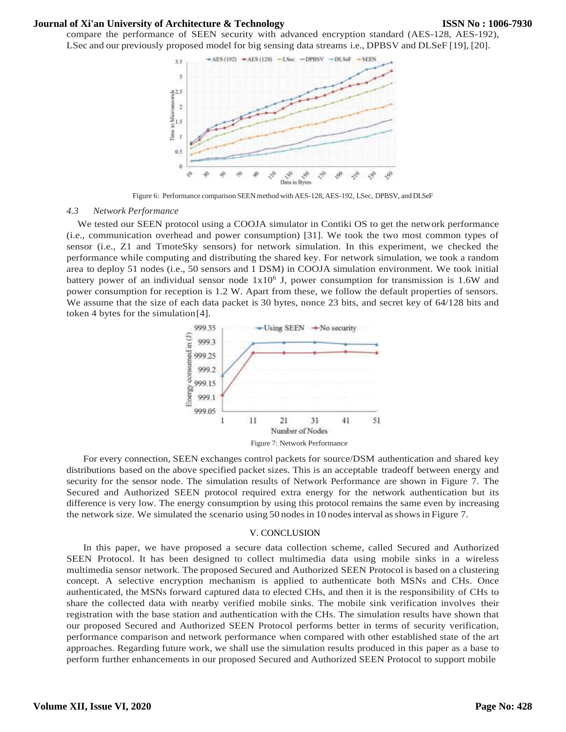compare the performance of SEEN security with advanced encryption standard (AES-128, AES-192), LSec and our previously proposed model for big sensing data streams i.e., DPBSV and DLSeF [19], [20].

Figure 6: Performance comparison SEEN method with AES-128, AES-192, LSec, DPBSV, and DLSeF

### 4.3 *Network Performance*

We tested our SEEN protocol using a COOJA simulator in Contiki OS to get the network performance (i.e., communication overhead and power consumption) [31]. We took the two most common types of sensor (i.e., Z1 and TmoteSky sensors) for network simulation. In this experiment, we checked the performance while computing and distributing the shared key. For network simulation, we took a random area to deploy 51 nodes (i.e., 50 sensors and 1 DSM) in COOJA simulation environment. We took initial battery power of an individual sensor node $1x10^6$ J, power consumption for transmission is 1.6W and power consumption for reception is 1.2 W. Apart from these, we follow the default properties of sensors. We assume that the size of each data packet is 30 bytes, nonce 23 bits, and secret key of 64/128 bits and token 4 bytes for the simulation[4].

Figure 7: Network Performance

For every connection, SEEN exchanges control packets for source/DSM authentication and shared key distributions based on the above specified packet sizes. This is an acceptable tradeoff between energy and security for the sensor node. The simulation results of Network Performance are shown in Figure 7. The Secured and Authorized SEEN protocol required extra energy for the network authentication but its difference is very low. The energy consumption by using this protocol remains the same even by increasing the network size. We simulated the scenario using 50 nodes in 10 nodes interval as shows in Figure 7.

## V. CONCLUSION

In this paper, we have proposed a secure data collection scheme, called Secured and Authorized SEEN Protocol. It has been designed to collect multimedia data using mobile sinks in a wireless multimedia sensor network. The proposed Secured and Authorized SEEN Protocol is based on a clustering concept. A selective encryption mechanism is applied to authenticate both MSNs and CHs. Once authenticated, the MSNs forward captured data to elected CHs, and then it is the responsibility of CHs to share the collected data with nearby verified mobile sinks. The mobile sink verification involves their registration with the base station and authentication with the CHs. The simulation results have shown that our proposed Secured and Authorized SEEN Protocol performs better in terms of security verification, performance comparison and network performance when compared with other established state of the art approaches. Regarding future work, we shall use the simulation results produced in this paper as a base to perform further enhancements in our proposed Secured and Authorized SEEN Protocol to support mobile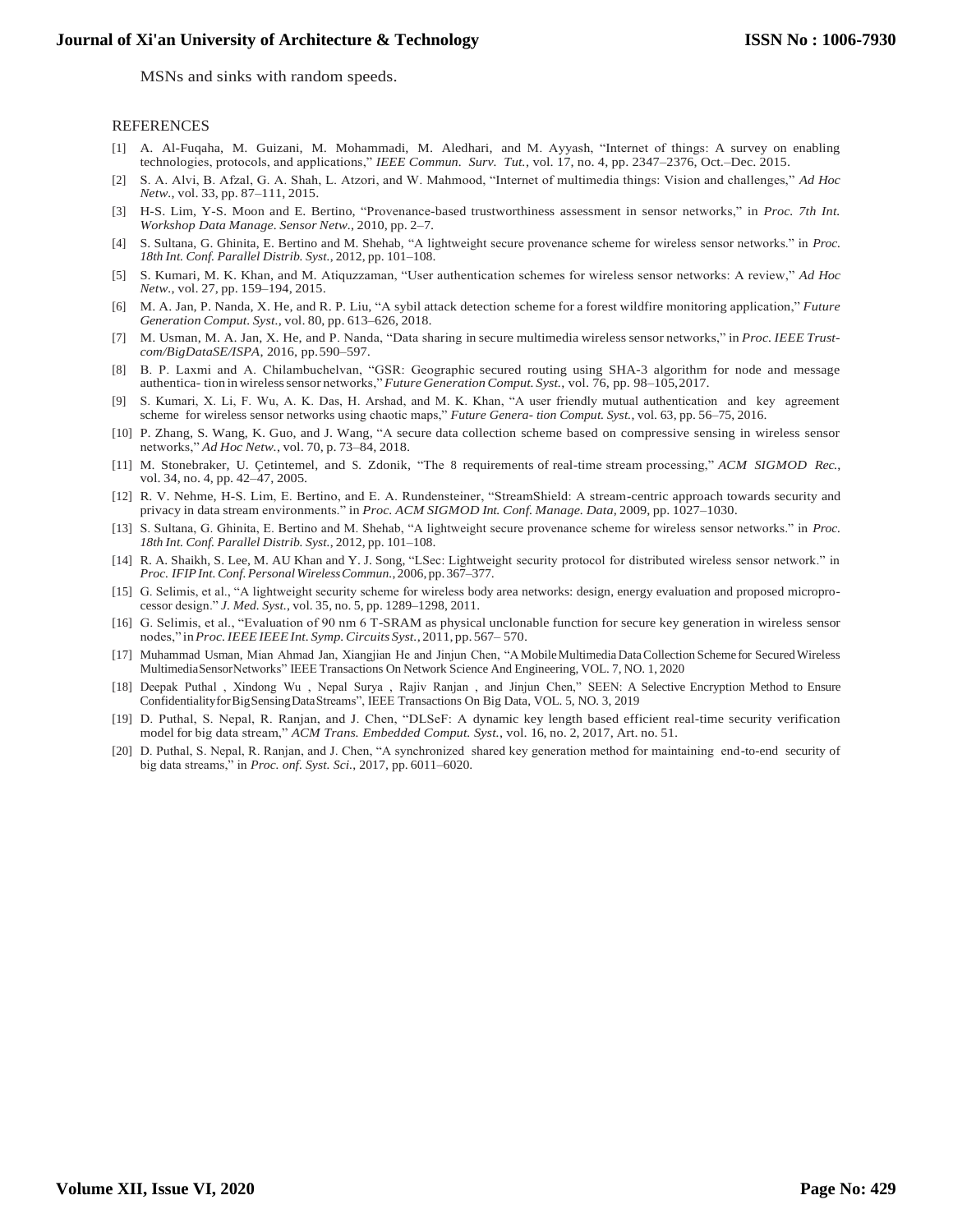MSNs and sinks with random speeds.

REFERENCES

[1] A. Al-Fuqaha, M. Guizani, M. Mohammadi, M. Aledhari, and M. Ayyash, "Internet of things: A survey on enabling technologies, protocols, and applications," *IEEE Commun. Surv. Tut.*, vol. 17, no. 4, pp. 2347–2376, Oct.–Dec. 2015.

[2] S. A. Alvi, B. Afzal, G. A. Shah, L. Atzori, and W. Mahmood, "Internet of multimedia things: Vision and challenges," *Ad Hoc Netw.*, vol. 33, pp. 87–111, 2015.

[3] H-S. Lim, Y-S. Moon and E. Bertino, "Provenance-based trustworthiness assessment in sensor networks," in *Proc. 7th Int. Workshop Data Manage. Sensor Netw.*, 2010, pp. 2–7.

[4] S. Sultana, G. Ghinita, E. Bertino and M. Shehab, "A lightweight secure provenance scheme for wireless sensor networks." in *Proc. 18th Int. Conf. Parallel Distrib. Syst.*, 2012, pp. 101–108.

[5] S. Kumari, M. K. Khan, and M. Atiquzzaman, "User authentication schemes for wireless sensor networks: A review," *Ad Hoc Netw.*, vol. 27, pp. 159–194, 2015.

[6] M. A. Jan, P. Nanda, X. He, and R. P. Liu, "A sybil attack detection scheme for a forest wildfire monitoring application," *Future Generation Comput. Syst.*, vol. 80, pp. 613–626, 2018.

[7] M. Usman, M. A. Jan, X. He, and P. Nanda, "Data sharing in secure multimedia wireless sensor networks," in *Proc. IEEE Trustcom/BigDataSE/ISPA*, 2016, pp. 590–597.

[8] B. P. Laxmi and A. Chilambuchelvan, "GSR: Geographic secured routing using SHA-3 algorithm for node and message authentica- tion in wireless sensor networks," *Future Generation Comput. Syst.*, vol. 76, pp. 98–105, 2017.

[9] S. Kumari, X. Li, F. Wu, A. K. Das, H. Arshad, and M. K. Khan, "A user friendly mutual authentication and key agreement scheme for wireless sensor networks using chaotic maps," *Future Genera- tion Comput. Syst.*, vol. 63, pp. 56–75, 2016.

[10] P. Zhang, S. Wang, K. Guo, and J. Wang, "A secure data collection scheme based on compressive sensing in wireless sensor networks," *Ad Hoc Netw.*, vol. 70, p. 73–84, 2018.

[11] M. Stonebraker, U. Çetintemel, and S. Zdonik, "The 8 requirements of real-time stream processing," *ACM SIGMOD Rec.*, vol. 34, no. 4, pp. 42–47, 2005.

[12] R. V. Nehme, H-S. Lim, E. Bertino, and E. A. Rundensteiner, "StreamShield: A stream-centric approach towards security and privacy in data stream environments." in *Proc. ACM SIGMOD Int. Conf. Manage. Data*, 2009, pp. 1027–1030.

[13] S. Sultana, G. Ghinita, E. Bertino and M. Shehab, "A lightweight secure provenance scheme for wireless sensor networks." in *Proc. 18th Int. Conf. Parallel Distrib. Syst.*, 2012, pp. 101–108.

[14] R. A. Shaikh, S. Lee, M. AU Khan and Y. J. Song, "LSec: Lightweight security protocol for distributed wireless sensor network." in *Proc. IFIP Int. Conf. Personal Wireless Commun.*, 2006, pp. 367–377.

[15] G. Selimis, et al., "A lightweight security scheme for wireless body area networks: design, energy evaluation and proposed microprocessor design." *J. Med. Syst.*, vol. 35, no. 5, pp. 1289–1298, 2011.

[16] G. Selimis, et al., "Evaluation of 90 nm 6 T-SRAM as physical unclonable function for secure key generation in wireless sensor nodes," in *Proc. IEEE IEEE Int. Symp. Circuits Syst.*, 2011, pp. 567– 570.

[17] Muhammad Usman, Mian Ahmad Jan, Xiangjian He and Jinjun Chen, "A Mobile Multimedia Data Collection Scheme for Secured Wireless Multimedia Sensor Networks" IEEE Transactions On Network Science And Engineering, VOL. 7, NO. 1, 2020

[18] Deepak Puthal , Xindong Wu , Nepal Surya , Rajiv Ranjan , and Jinjun Chen," SEEN: A Selective Encryption Method to Ensure Confidentiality for Big Sensing Data Streams", IEEE Transactions On Big Data, VOL. 5, NO. 3, 2019

[19] D. Puthal, S. Nepal, R. Ranjan, and J. Chen, "DLSeF: A dynamic key length based efficient real-time security verification model for big data stream," *ACM Trans. Embedded Comput. Syst.*, vol. 16, no. 2, 2017, Art. no. 51.

[20] D. Puthal, S. Nepal, R. Ranjan, and J. Chen, "A synchronized shared key generation method for maintaining end-to-end security of big data streams," in *Proc. onf. Syst. Sci.*, 2017, pp. 6011–6020.